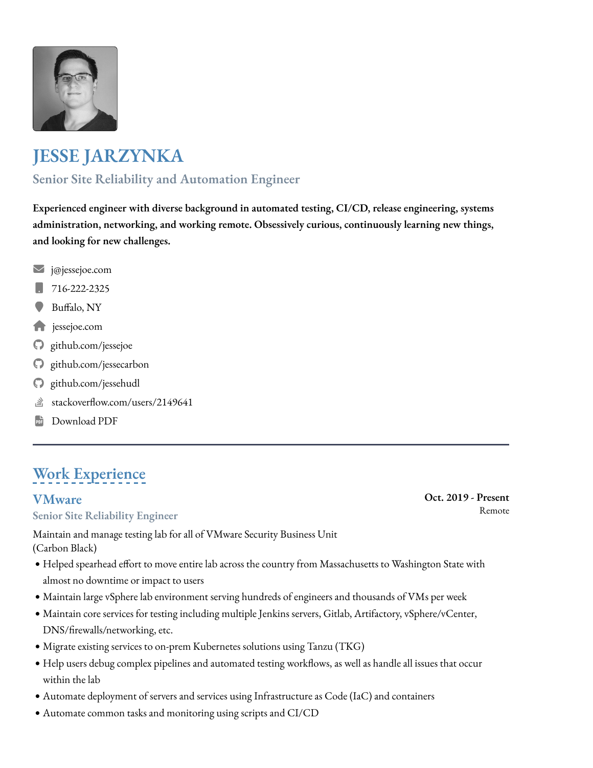# JESSE JARZYNKA

### Senior Site Reliability and Automation Engineer

**Experienced engineer with diverse background in automated testing, CI/CD, release engineering, systems administration, networking, and working remote. Obsessively curious, continuously learning new things, and looking for new challenges.**

- j@jessejoe.com
- 716-222-2325
- Buffalo, NY
- jessejoe.com
- github.com/jessejoe
- github.com/jessecarbon
- github.com/jessehudl
- stackoverflow.com/users/2149641
- Download PDF

---

## Work Experience

### VMware

**Oct. 2019 - Present**
Remote

#### Senior Site Reliability Engineer

Maintain and manage testing lab for all of VMware Security Business Unit (Carbon Black)

- Helped spearhead effort to move entire lab across the country from Massachusetts to Washington State with almost no downtime or impact to users
- Maintain large vSphere lab environment serving hundreds of engineers and thousands of VMs per week
- Maintain core services for testing including multiple Jenkins servers, Gitlab, Artifactory, vSphere/vCenter, DNS/firewalls/networking, etc.
- Migrate existing services to on-prem Kubernetes solutions using Tanzu (TKG)
- Help users debug complex pipelines and automated testing workflows, as well as handle all issues that occur within the lab
- Automate deployment of servers and services using Infrastructure as Code (IaC) and containers
- Automate common tasks and monitoring using scripts and CI/CD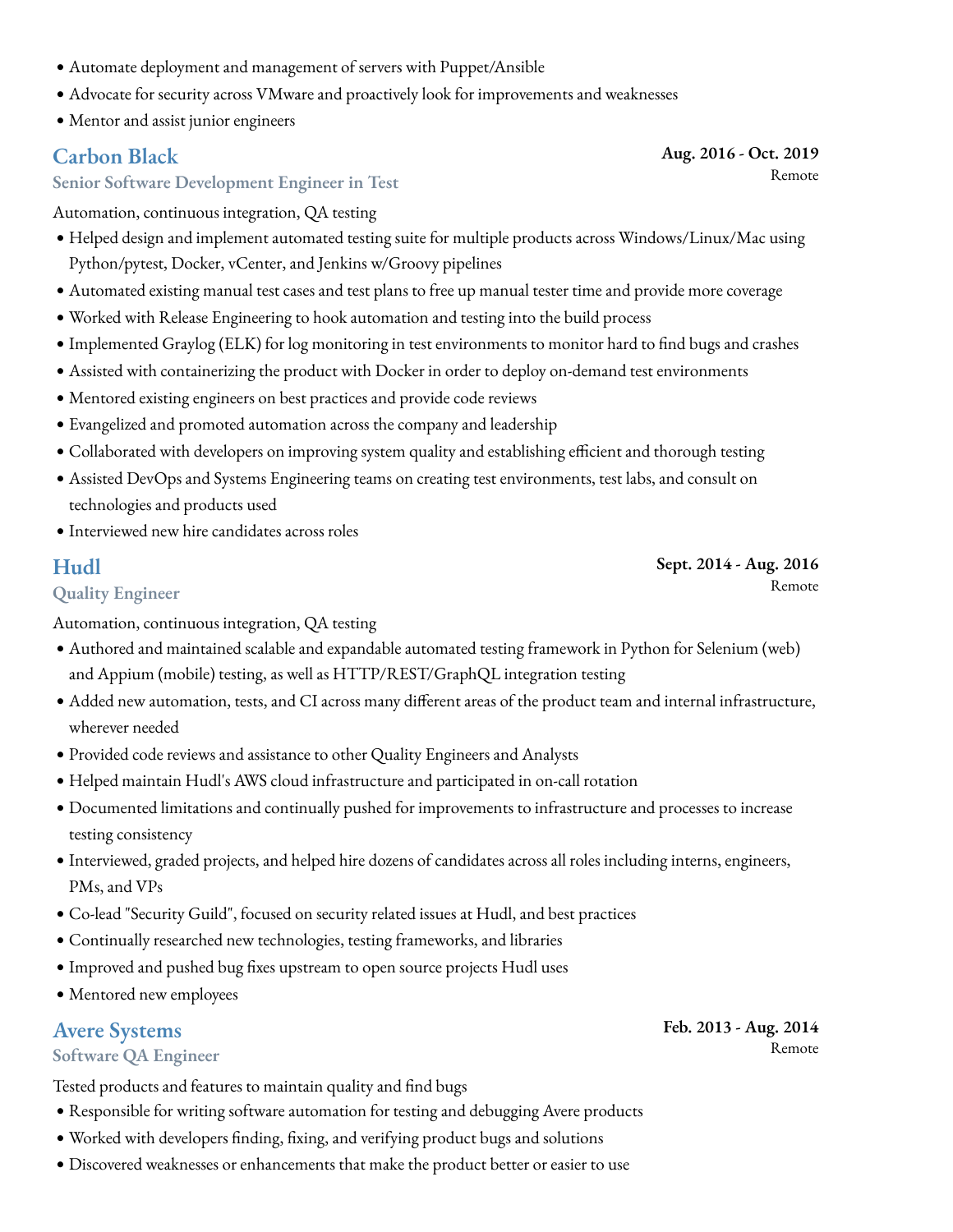- Automate deployment and management of servers with Puppet/Ansible
- Advocate for security across VMware and proactively look for improvements and weaknesses
- Mentor and assist junior engineers

## Carbon Black

**Aug. 2016 - Oct. 2019**
Remote

### Senior Software Development Engineer in Test

Automation, continuous integration, QA testing

- Helped design and implement automated testing suite for multiple products across Windows/Linux/Mac using Python/pytest, Docker, vCenter, and Jenkins w/Groovy pipelines
- Automated existing manual test cases and test plans to free up manual tester time and provide more coverage
- Worked with Release Engineering to hook automation and testing into the build process
- Implemented Graylog (ELK) for log monitoring in test environments to monitor hard to find bugs and crashes
- Assisted with containerizing the product with Docker in order to deploy on-demand test environments
- Mentored existing engineers on best practices and provide code reviews
- Evangelized and promoted automation across the company and leadership
- Collaborated with developers on improving system quality and establishing efficient and thorough testing
- Assisted DevOps and Systems Engineering teams on creating test environments, test labs, and consult on technologies and products used
- Interviewed new hire candidates across roles

## Hudl

**Sept. 2014 - Aug. 2016**
Remote

### Quality Engineer

Automation, continuous integration, QA testing

- Authored and maintained scalable and expandable automated testing framework in Python for Selenium (web) and Appium (mobile) testing, as well as HTTP/REST/GraphQL integration testing
- Added new automation, tests, and CI across many different areas of the product team and internal infrastructure, wherever needed
- Provided code reviews and assistance to other Quality Engineers and Analysts
- Helped maintain Hudl's AWS cloud infrastructure and participated in on-call rotation
- Documented limitations and continually pushed for improvements to infrastructure and processes to increase testing consistency
- Interviewed, graded projects, and helped hire dozens of candidates across all roles including interns, engineers, PMs, and VPs
- Co-lead "Security Guild", focused on security related issues at Hudl, and best practices
- Continually researched new technologies, testing frameworks, and libraries
- Improved and pushed bug fixes upstream to open source projects Hudl uses
- Mentored new employees

## Avere Systems

**Feb. 2013 - Aug. 2014**
Remote

### Software QA Engineer

Tested products and features to maintain quality and find bugs

- Responsible for writing software automation for testing and debugging Avere products
- Worked with developers finding, fixing, and verifying product bugs and solutions
- Discovered weaknesses or enhancements that make the product better or easier to use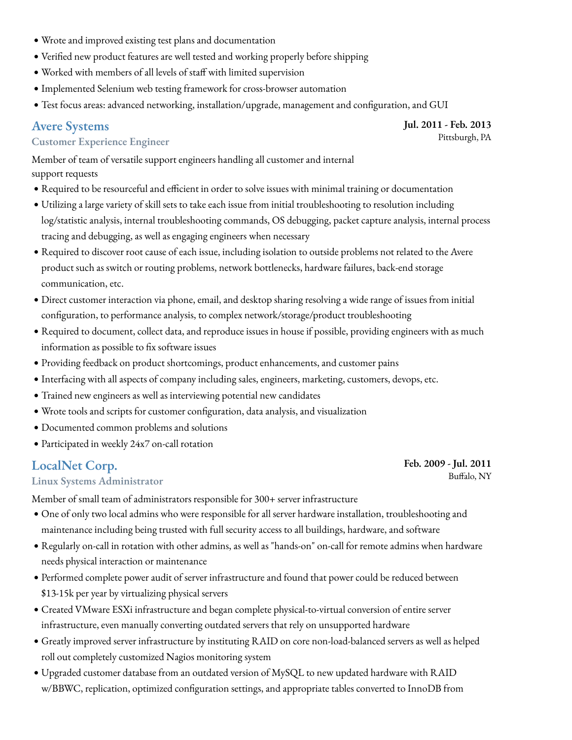- Wrote and improved existing test plans and documentation
- Verified new product features are well tested and working properly before shipping
- Worked with members of all levels of staff with limited supervision
- Implemented Selenium web testing framework for cross-browser automation
- Test focus areas: advanced networking, installation/upgrade, management and configuration, and GUI

## Avere Systems

**Jul. 2011 - Feb. 2013**
Pittsburgh, PA

### Customer Experience Engineer

Member of team of versatile support engineers handling all customer and internal support requests

- Required to be resourceful and efficient in order to solve issues with minimal training or documentation
- Utilizing a large variety of skill sets to take each issue from initial troubleshooting to resolution including log/statistic analysis, internal troubleshooting commands, OS debugging, packet capture analysis, internal process tracing and debugging, as well as engaging engineers when necessary
- Required to discover root cause of each issue, including isolation to outside problems not related to the Avere product such as switch or routing problems, network bottlenecks, hardware failures, back-end storage communication, etc.
- Direct customer interaction via phone, email, and desktop sharing resolving a wide range of issues from initial configuration, to performance analysis, to complex network/storage/product troubleshooting
- Required to document, collect data, and reproduce issues in house if possible, providing engineers with as much information as possible to fix software issues
- Providing feedback on product shortcomings, product enhancements, and customer pains
- Interfacing with all aspects of company including sales, engineers, marketing, customers, devops, etc.
- Trained new engineers as well as interviewing potential new candidates
- Wrote tools and scripts for customer configuration, data analysis, and visualization
- Documented common problems and solutions
- Participated in weekly 24x7 on-call rotation

## LocalNet Corp.

**Feb. 2009 - Jul. 2011**
Buffalo, NY

### Linux Systems Administrator

Member of small team of administrators responsible for 300+ server infrastructure

- One of only two local admins who were responsible for all server hardware installation, troubleshooting and maintenance including being trusted with full security access to all buildings, hardware, and software
- Regularly on-call in rotation with other admins, as well as "hands-on" on-call for remote admins when hardware needs physical interaction or maintenance
- Performed complete power audit of server infrastructure and found that power could be reduced between $13-15k per year by virtualizing physical servers
- Created VMware ESXi infrastructure and began complete physical-to-virtual conversion of entire server infrastructure, even manually converting outdated servers that rely on unsupported hardware
- Greatly improved server infrastructure by instituting RAID on core non-load-balanced servers as well as helped roll out completely customized Nagios monitoring system
- Upgraded customer database from an outdated version of MySQL to new updated hardware with RAID w/BBWC, replication, optimized configuration settings, and appropriate tables converted to InnoDB from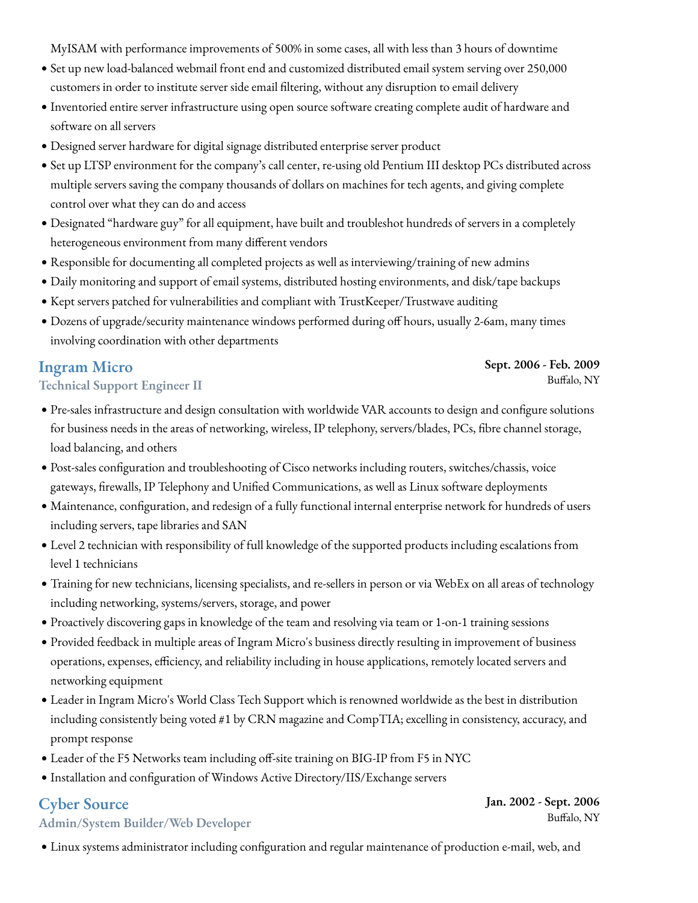MyISAM with performance improvements of 500% in some cases, all with less than 3 hours of downtime

- Set up new load-balanced webmail front end and customized distributed email system serving over 250,000 customers in order to institute server side email filtering, without any disruption to email delivery
- Inventoried entire server infrastructure using open source software creating complete audit of hardware and software on all servers
- Designed server hardware for digital signage distributed enterprise server product
- Set up LTSP environment for the company's call center, re-using old Pentium III desktop PCs distributed across multiple servers saving the company thousands of dollars on machines for tech agents, and giving complete control over what they can do and access
- Designated "hardware guy" for all equipment, have built and troubleshot hundreds of servers in a completely heterogeneous environment from many different vendors
- Responsible for documenting all completed projects as well as interviewing/training of new admins
- Daily monitoring and support of email systems, distributed hosting environments, and disk/tape backups
- Kept servers patched for vulnerabilities and compliant with TrustKeeper/Trustwave auditing
- Dozens of upgrade/security maintenance windows performed during off hours, usually 2-6am, many times involving coordination with other departments

## Ingram Micro

**Sept. 2006 - Feb. 2009**
Buffalo, NY

### Technical Support Engineer II

- Pre-sales infrastructure and design consultation with worldwide VAR accounts to design and configure solutions for business needs in the areas of networking, wireless, IP telephony, servers/blades, PCs, fibre channel storage, load balancing, and others
- Post-sales configuration and troubleshooting of Cisco networks including routers, switches/chassis, voice gateways, firewalls, IP Telephony and Unified Communications, as well as Linux software deployments
- Maintenance, configuration, and redesign of a fully functional internal enterprise network for hundreds of users including servers, tape libraries and SAN
- Level 2 technician with responsibility of full knowledge of the supported products including escalations from level 1 technicians
- Training for new technicians, licensing specialists, and re-sellers in person or via WebEx on all areas of technology including networking, systems/servers, storage, and power
- Proactively discovering gaps in knowledge of the team and resolving via team or 1-on-1 training sessions
- Provided feedback in multiple areas of Ingram Micro's business directly resulting in improvement of business operations, expenses, efficiency, and reliability including in house applications, remotely located servers and networking equipment
- Leader in Ingram Micro's World Class Tech Support which is renowned worldwide as the best in distribution including consistently being voted #1 by CRN magazine and CompTIA; excelling in consistency, accuracy, and prompt response
- Leader of the F5 Networks team including off-site training on BIG-IP from F5 in NYC
- Installation and configuration of Windows Active Directory/IIS/Exchange servers

## Cyber Source

**Jan. 2002 - Sept. 2006**
Buffalo, NY

### Admin/System Builder/Web Developer

- Linux systems administrator including configuration and regular maintenance of production e-mail, web, and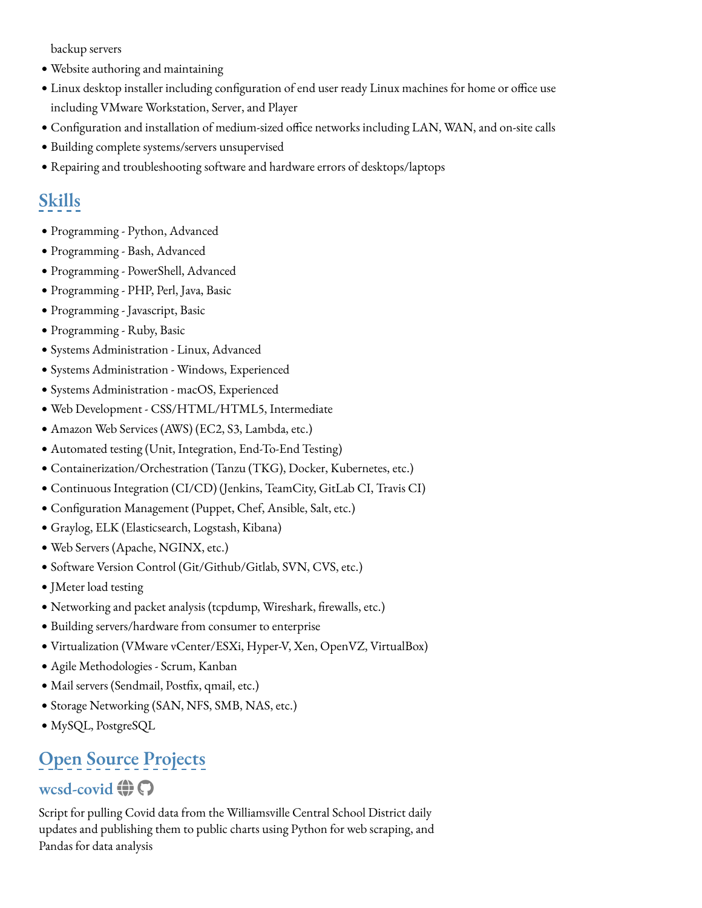backup servers

- Website authoring and maintaining
- Linux desktop installer including configuration of end user ready Linux machines for home or office use including VMware Workstation, Server, and Player
- Configuration and installation of medium-sized office networks including LAN, WAN, and on-site calls
- Building complete systems/servers unsupervised
- Repairing and troubleshooting software and hardware errors of desktops/laptops

## Skills

- Programming - Python, Advanced
- Programming - Bash, Advanced
- Programming - PowerShell, Advanced
- Programming - PHP, Perl, Java, Basic
- Programming - Javascript, Basic
- Programming - Ruby, Basic
- Systems Administration - Linux, Advanced
- Systems Administration - Windows, Experienced
- Systems Administration - macOS, Experienced
- Web Development - CSS/HTML/HTML5, Intermediate
- Amazon Web Services (AWS) (EC2, S3, Lambda, etc.)
- Automated testing (Unit, Integration, End-To-End Testing)
- Containerization/Orchestration (Tanzu (TKG), Docker, Kubernetes, etc.)
- Continuous Integration (CI/CD) (Jenkins, TeamCity, GitLab CI, Travis CI)
- Configuration Management (Puppet, Chef, Ansible, Salt, etc.)
- Graylog, ELK (Elasticsearch, Logstash, Kibana)
- Web Servers (Apache, NGINX, etc.)
- Software Version Control (Git/Github/Gitlab, SVN, CVS, etc.)
- JMeter load testing
- Networking and packet analysis (tcpdump, Wireshark, firewalls, etc.)
- Building servers/hardware from consumer to enterprise
- Virtualization (VMware vCenter/ESXi, Hyper-V, Xen, OpenVZ, VirtualBox)
- Agile Methodologies - Scrum, Kanban
- Mail servers (Sendmail, Postfix, qmail, etc.)
- Storage Networking (SAN, NFS, SMB, NAS, etc.)
- MySQL, PostgreSQL

## Open Source Projects

### wcsd-covid

Script for pulling Covid data from the Williamsville Central School District daily updates and publishing them to public charts using Python for web scraping, and Pandas for data analysis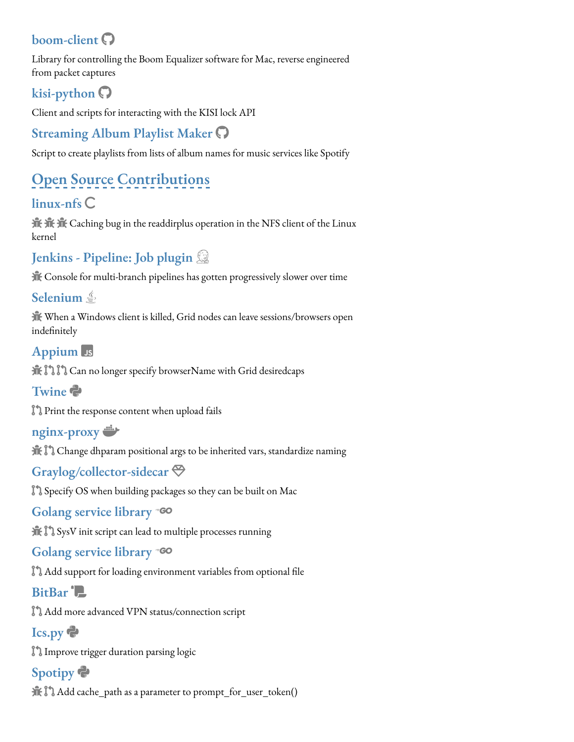### boom-client

Library for controlling the Boom Equalizer software for Mac, reverse engineered from packet captures

### kisi-python

Client and scripts for interacting with the KISI lock API

### Streaming Album Playlist Maker

Script to create playlists from lists of album names for music services like Spotify

## Open Source Contributions

### linux-nfs

Caching bug in the readdirplus operation in the NFS client of the Linux kernel

### Jenkins - Pipeline: Job plugin

Console for multi-branch pipelines has gotten progressively slower over time

### Selenium

When a Windows client is killed, Grid nodes can leave sessions/browsers open indefinitely

### Appium

Can no longer specify browserName with Grid desiredcaps

### Twine

Print the response content when upload fails

### nginx-proxy

Change dhparam positional args to be inherited vars, standardize naming

### Graylog/collector-sidecar

Specify OS when building packages so they can be built on Mac

### Golang service library

SysV init script can lead to multiple processes running

### Golang service library

Add support for loading environment variables from optional file

### BitBar

Add more advanced VPN status/connection script

### Ics.py

Improve trigger duration parsing logic

### Spotipy

Add cache_path as a parameter to prompt_for_user_token()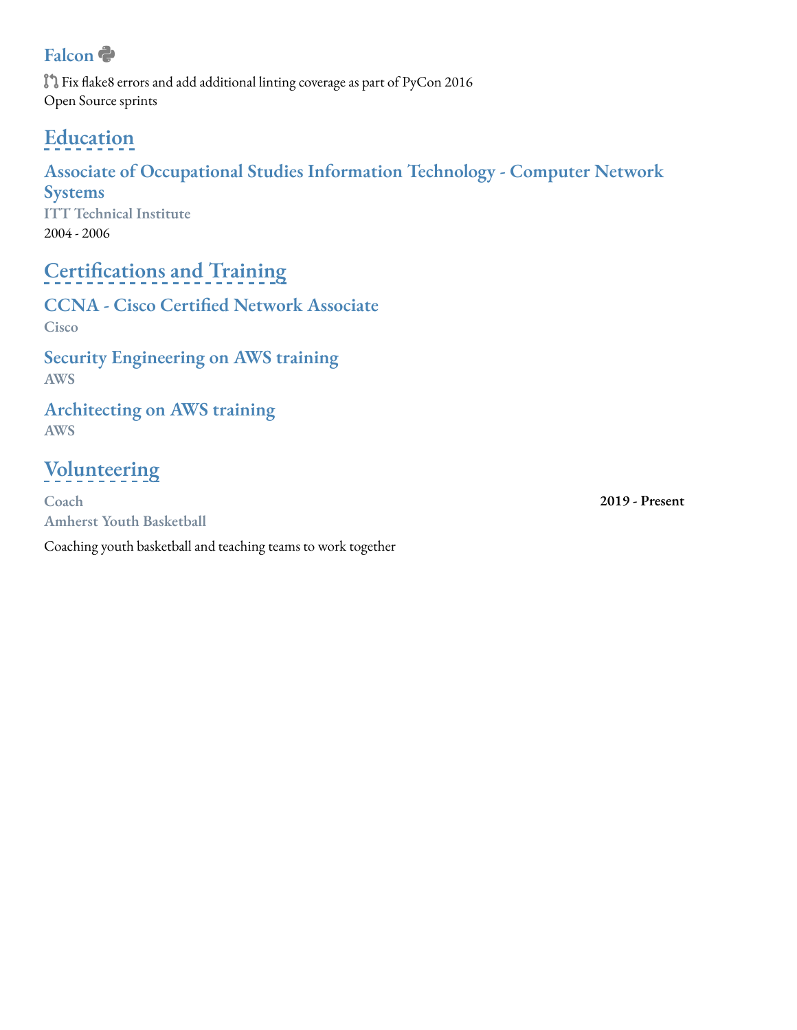### Falcon

Fix flake8 errors and add additional linting coverage as part of PyCon 2016 Open Source sprints

## Education

### Associate of Occupational Studies Information Technology - Computer Network Systems

**ITT Technical Institute**

2004 - 2006

## Certifications and Training

### CCNA - Cisco Certified Network Associate

**Cisco**

### Security Engineering on AWS training

**AWS**

### Architecting on AWS training

**AWS**

## Volunteering

**Coach** — **2019 - Present**

**Amherst Youth Basketball**

Coaching youth basketball and teaching teams to work together